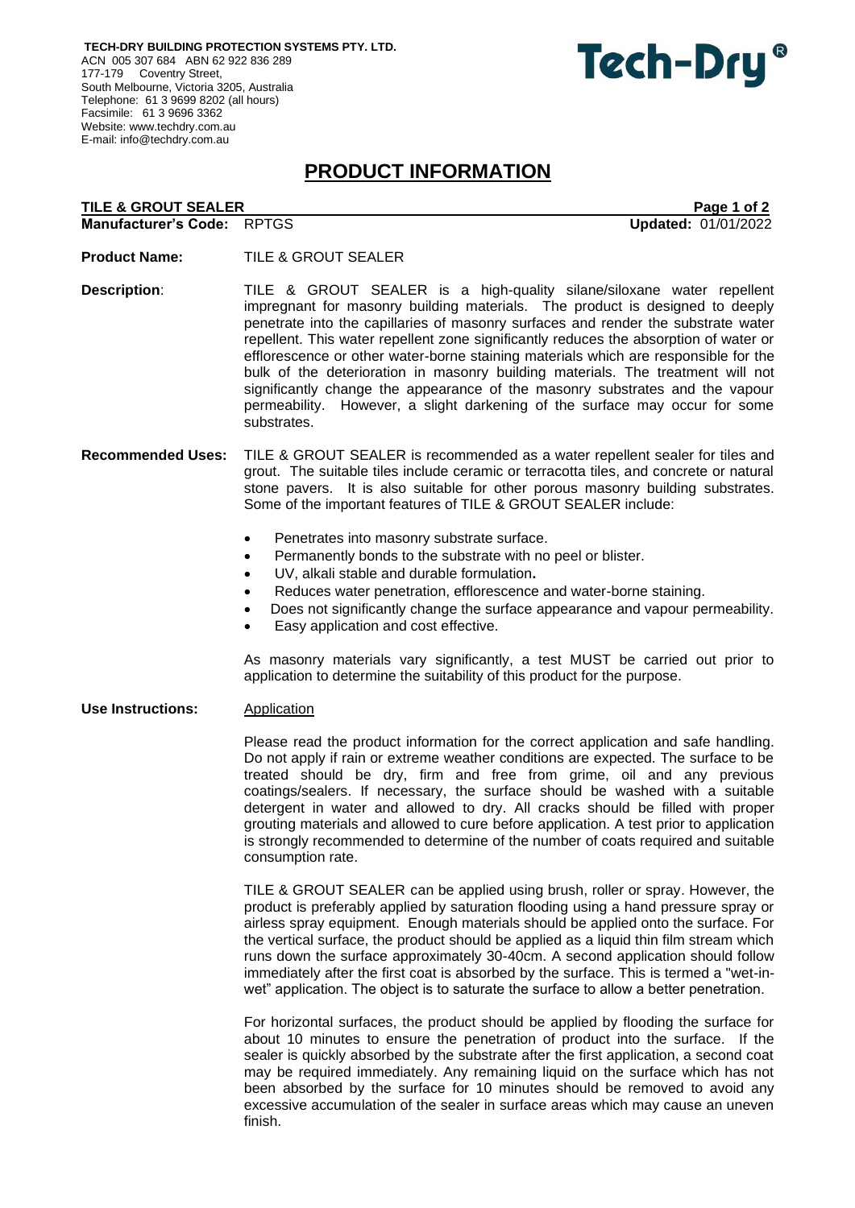**TECH-DRY BUILDING PROTECTION SYSTEMS PTY. LTD.**
ACN 005 307 684 ABN 62 922 836 289
177-179 Coventry Street,
South Melbourne, Victoria 3205, Australia
Telephone: 61 3 9699 8202 (all hours)
Facsimile: 61 3 9696 3362
Website: www.techdry.com.au
E-mail: info@techdry.com.au

**Tech-Dry®**

# PRODUCT INFORMATION

**TILE & GROUT SEALER**

**Manufacturer's Code:** RPTGS

**Updated:** 01/01/2022

**Product Name:** TILE & GROUT SEALER

**Description:** TILE & GROUT SEALER is a high-quality silane/siloxane water repellent impregnant for masonry building materials. The product is designed to deeply penetrate into the capillaries of masonry surfaces and render the substrate water repellent. This water repellent zone significantly reduces the absorption of water or efflorescence or other water-borne staining materials which are responsible for the bulk of the deterioration in masonry building materials. The treatment will not significantly change the appearance of the masonry substrates and the vapour permeability. However, a slight darkening of the surface may occur for some substrates.

**Recommended Uses:** TILE & GROUT SEALER is recommended as a water repellent sealer for tiles and grout. The suitable tiles include ceramic or terracotta tiles, and concrete or natural stone pavers. It is also suitable for other porous masonry building substrates. Some of the important features of TILE & GROUT SEALER include:

- Penetrates into masonry substrate surface.
- Permanently bonds to the substrate with no peel or blister.
- UV, alkali stable and durable formulation**.**
- Reduces water penetration, efflorescence and water-borne staining.
- Does not significantly change the surface appearance and vapour permeability.
- Easy application and cost effective.

As masonry materials vary significantly, a test MUST be carried out prior to application to determine the suitability of this product for the purpose.

**Use Instructions:** Application

Please read the product information for the correct application and safe handling. Do not apply if rain or extreme weather conditions are expected. The surface to be treated should be dry, firm and free from grime, oil and any previous coatings/sealers. If necessary, the surface should be washed with a suitable detergent in water and allowed to dry. All cracks should be filled with proper grouting materials and allowed to cure before application. A test prior to application is strongly recommended to determine of the number of coats required and suitable consumption rate.

TILE & GROUT SEALER can be applied using brush, roller or spray. However, the product is preferably applied by saturation flooding using a hand pressure spray or airless spray equipment. Enough materials should be applied onto the surface. For the vertical surface, the product should be applied as a liquid thin film stream which runs down the surface approximately 30-40cm. A second application should follow immediately after the first coat is absorbed by the surface. This is termed a "wet-in-wet" application. The object is to saturate the surface to allow a better penetration.

For horizontal surfaces, the product should be applied by flooding the surface for about 10 minutes to ensure the penetration of product into the surface. If the sealer is quickly absorbed by the substrate after the first application, a second coat may be required immediately. Any remaining liquid on the surface which has not been absorbed by the surface for 10 minutes should be removed to avoid any excessive accumulation of the sealer in surface areas which may cause an uneven finish.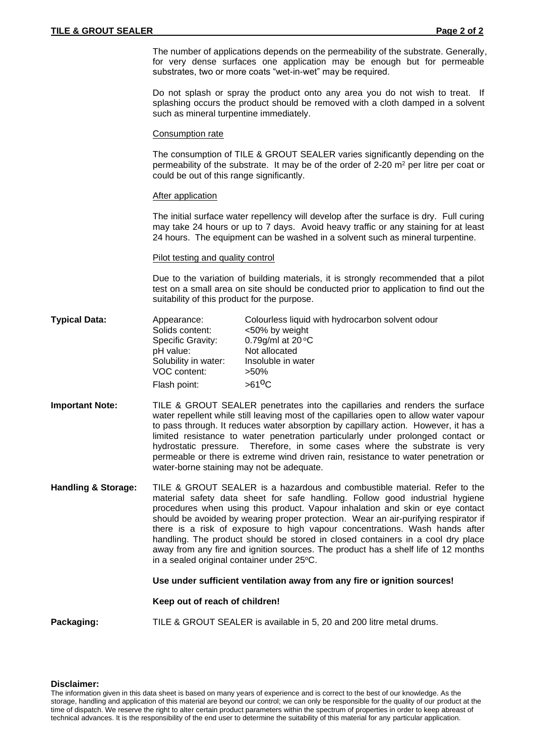The number of applications depends on the permeability of the substrate. Generally, for very dense surfaces one application may be enough but for permeable substrates, two or more coats "wet-in-wet" may be required.

Do not splash or spray the product onto any area you do not wish to treat. If splashing occurs the product should be removed with a cloth damped in a solvent such as mineral turpentine immediately.

Consumption rate

The consumption of TILE & GROUT SEALER varies significantly depending on the permeability of the substrate. It may be of the order of 2-20 $m^2$ per litre per coat or could be out of this range significantly.

After application

The initial surface water repellency will develop after the surface is dry. Full curing may take 24 hours or up to 7 days. Avoid heavy traffic or any staining for at least 24 hours. The equipment can be washed in a solvent such as mineral turpentine.

Pilot testing and quality control

Due to the variation of building materials, it is strongly recommended that a pilot test on a small area on site should be conducted prior to application to find out the suitability of this product for the purpose.

**Typical Data:**

| | |
|---|---|
| Appearance: | Colourless liquid with hydrocarbon solvent odour |
| Solids content: | <50% by weight |
| Specific Gravity: | 0.79g/ml at 20 ºC |
| pH value: | Not allocated |
| Solubility in water: | Insoluble in water |
| VOC content: | >50% |
| Flash point: | >61ºC |

**Important Note:** TILE & GROUT SEALER penetrates into the capillaries and renders the surface water repellent while still leaving most of the capillaries open to allow water vapour to pass through. It reduces water absorption by capillary action. However, it has a limited resistance to water penetration particularly under prolonged contact or hydrostatic pressure. Therefore, in some cases where the substrate is very permeable or there is extreme wind driven rain, resistance to water penetration or water-borne staining may not be adequate.

**Handling & Storage:** TILE & GROUT SEALER is a hazardous and combustible material. Refer to the material safety data sheet for safe handling. Follow good industrial hygiene procedures when using this product. Vapour inhalation and skin or eye contact should be avoided by wearing proper protection. Wear an air-purifying respirator if there is a risk of exposure to high vapour concentrations. Wash hands after handling. The product should be stored in closed containers in a cool dry place away from any fire and ignition sources. The product has a shelf life of 12 months in a sealed original container under 25ºC.

**Use under sufficient ventilation away from any fire or ignition sources!**

**Keep out of reach of children!**

**Packaging:** TILE & GROUT SEALER is available in 5, 20 and 200 litre metal drums.

**Disclaimer:**
The information given in this data sheet is based on many years of experience and is correct to the best of our knowledge. As the storage, handling and application of this material are beyond our control; we can only be responsible for the quality of our product at the time of dispatch. We reserve the right to alter certain product parameters within the spectrum of properties in order to keep abreast of technical advances. It is the responsibility of the end user to determine the suitability of this material for any particular application.